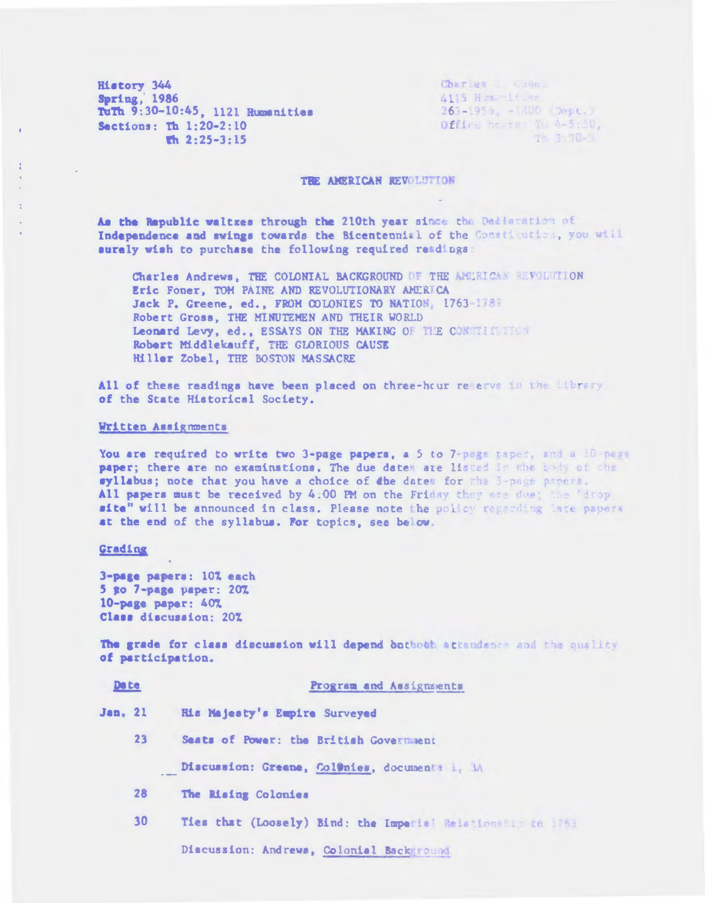History 344
Spring, 1986
TuTh 9:30-10:45, 1121 Humanities
Sections: Th 1:20-2:10
Th 2:25-3:15

Charles L. Cohen
4115 Humanities
263-1956, -1800 (Dept.)
Office hours: Tu 4-5:30,
Th 3:30-5

## THE AMERICAN REVOLUTION

As the Republic waltzes through the 210th year since the Declaration of Independence and swings towards the Bicentennial of the Constitution, you will surely wish to purchase the following required readings:

> Charles Andrews, THE COLONIAL BACKGROUND OF THE AMERICAN REVOLUTION
> Eric Foner, TOM PAINE AND REVOLUTIONARY AMERICA
> Jack P. Greene, ed., FROM COLONIES TO NATION, 1763-1789
> Robert Gross, THE MINUTEMEN AND THEIR WORLD
> Leonard Levy, ed., ESSAYS ON THE MAKING OF THE CONSTITUTION
> Robert Middlekauff, THE GLORIOUS CAUSE
> Hiller Zobel, THE BOSTON MASSACRE

All of these readings have been placed on three-hour reserve in the Library of the State Historical Society.

### Written Assignments

You are required to write two 3-page papers, a 5 to 7-page paper, and a 10-page paper; there are no examinations. The due dates are listed in the body of the syllabus; note that you have a choice of the dates for the 3-page papers. All papers must be received by 4:00 PM on the Friday they are due; the "drop site" will be announced in class. Please note the policy regarding late papers at the end of the syllabus. For topics, see below.

### Grading

3-page papers: 10% each
5 to 7-page paper: 20%
10-page paper: 40%
Class discussion: 20%

The grade for class discussion will depend on both attendance and the quality of participation.

| Date | Program and Assignments |
|---|---|
| Jan. 21 | His Majesty's Empire Surveyed |
| 23 | Seats of Power: the British Government |
| | Discussion: Greene, Colonies, documents 1, 3A |
| 28 | The Rising Colonies |
| 30 | Ties that (Loosely) Bind: the Imperial Relationship to 1763 |
| | Discussion: Andrews, Colonial Background |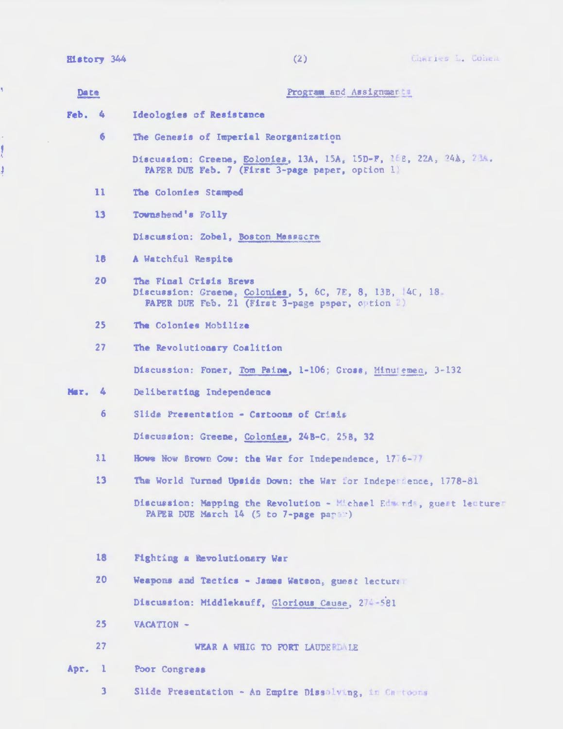| Date | Program and Assignments |
|---|---|
| Feb. 4 | Ideologies of Resistance |
| 6 | The Genesis of Imperial Reorganization |
| | Discussion: Greene, Colonies, 13A, 15A, 15D-F, 16B, 22A, 24A, 23A. PAPER DUE Feb. 7 (First 3-page paper, option 1) |
| 11 | The Colonies Stamped |
| 13 | Townshend's Folly |
| | Discussion: Zobel, Boston Massacre |
| 18 | A Watchful Respite |
| 20 | The Final Crisis Brews<br>Discussion: Greene, Colonies, 5, 6C, 7E, 8, 13B, 14C, 18. PAPER DUE Feb. 21 (First 3-page paper, option 2) |
| 25 | The Colonies Mobilize |
| 27 | The Revolutionary Coalition |
| | Discussion: Foner, Tom Paine, 1-106; Gross, Minutemen, 3-132 |
| Mar. 4 | Deliberating Independence |
| 6 | Slide Presentation - Cartoons of Crisis |
| | Discussion: Greene, Colonies, 24B-C, 25B, 32 |
| 11 | Hows Now Brown Cow: the War for Independence, 1776-77 |
| 13 | The World Turned Upside Down: the War for Independence, 1778-81 |
| | Discussion: Mapping the Revolution - Michael Edwards, guest lecturer<br>PAPER DUE March 14 (5 to 7-page paper) |
| 18 | Fighting a Revolutionary War |
| 20 | Weapons and Tactics - James Watson, guest lecturer |
| | Discussion: Middlekauff, Glorious Cause, 274-581 |
| 25 | VACATION - |
| 27 | WEAR A WHIG TO FORT LAUDERDALE |
| Apr. 1 | Poor Congress |
| 3 | Slide Presentation - An Empire Dissolving, in Cartoons |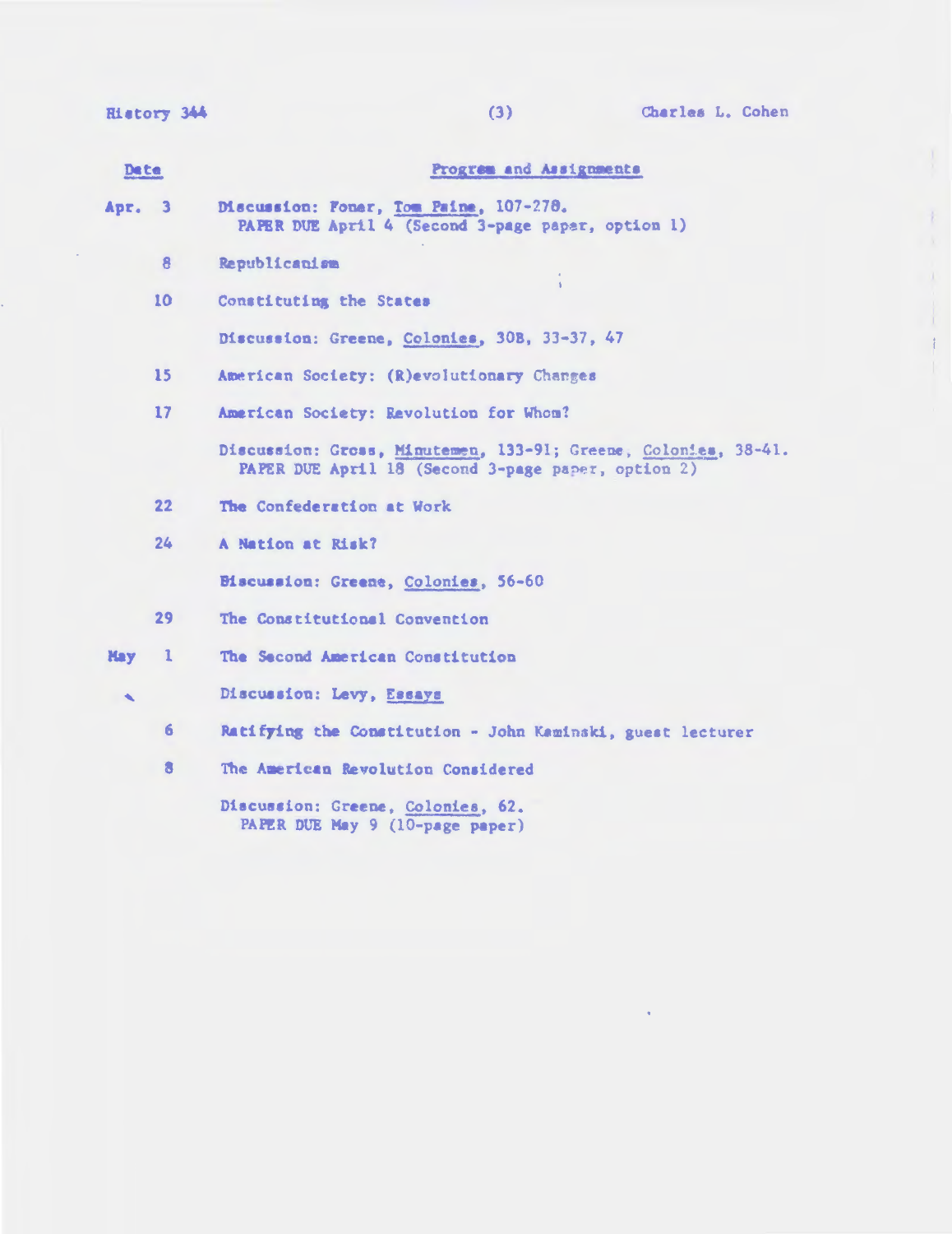| Date | Program and Assignments |
|---|---|
| Apr. 3 | Discussion: Foner, Tom Paine, 107-278. PAPER DUE April 4 (Second 3-page paper, option 1) |
| 8 | Republicanism |
| 10 | Constituting the States |
| | Discussion: Greene, Colonies, 30B, 33-37, 47 |
| 15 | American Society: (R)evolutionary Changes |
| 17 | American Society: Revolution for Whom? |
| | Discussion: Gross, Minutemen, 133-91; Greene, Colonies, 38-41. PAPER DUE April 18 (Second 3-page paper, option 2) |
| 22 | The Confederation at Work |
| 24 | A Nation at Risk? |
| | Discussion: Greene, Colonies, 56-60 |
| 29 | The Constitutional Convention |
| May 1 | The Second American Constitution |
| | Discussion: Levy, Essays |
| 6 | Ratifying the Constitution - John Kaminski, guest lecturer |
| 8 | The American Revolution Considered |
| | Discussion: Greene, Colonies, 62. PAPER DUE May 9 (10-page paper) |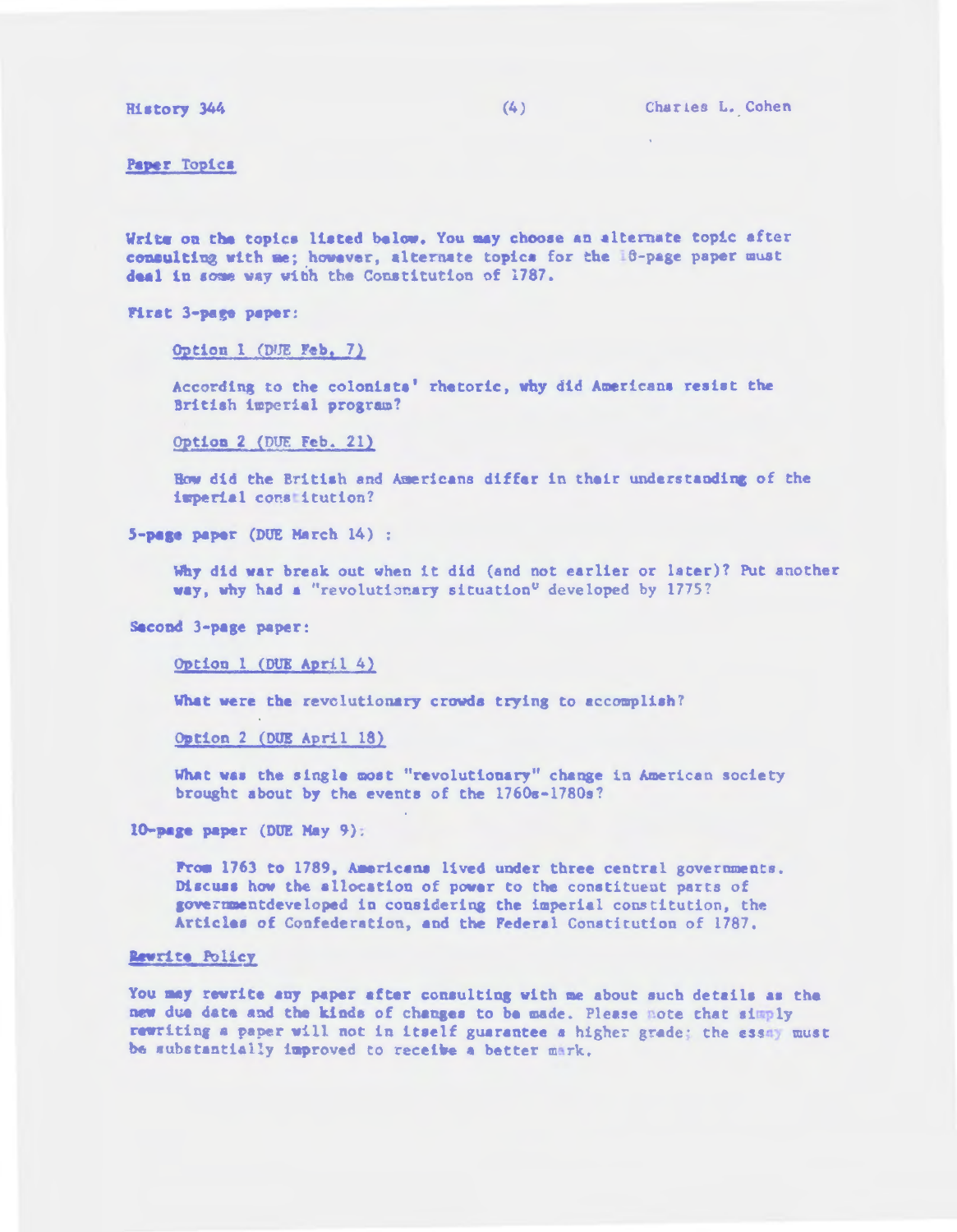## Paper Topics

Write on the topics listed below. You may choose an alternate topic after consulting with me; however, alternate topics for the 10-page paper must deal in some way with the Constitution of 1787.

**First 3-page paper:**

Option 1 (DUE Feb. 7)

According to the colonists' rhetoric, why did Americans resist the British imperial program?

Option 2 (DUE Feb. 21)

How did the British and Americans differ in their understanding of the imperial constitution?

**5-page paper (DUE March 14):**

Why did war break out when it did (and not earlier or later)? Put another way, why had a "revolutionary situation" developed by 1775?

**Second 3-page paper:**

Option 1 (DUE April 4)

What were the revolutionary crowds trying to accomplish?

Option 2 (DUE April 18)

What was the single most "revolutionary" change in American society brought about by the events of the 1760s-1780s?

**10-page paper (DUE May 9):**

From 1763 to 1789, Americans lived under three central governments. Discuss how the allocation of power to the constituent parts of governmentdeveloped in considering the imperial constitution, the Articles of Confederation, and the Federal Constitution of 1787.

## Rewrite Policy

You may rewrite any paper after consulting with me about such details as the new due date and the kinds of changes to be made. Please note that simply rewriting a paper will not in itself guarantee a higher grade; the essay must be substantially improved to receibe a better mark.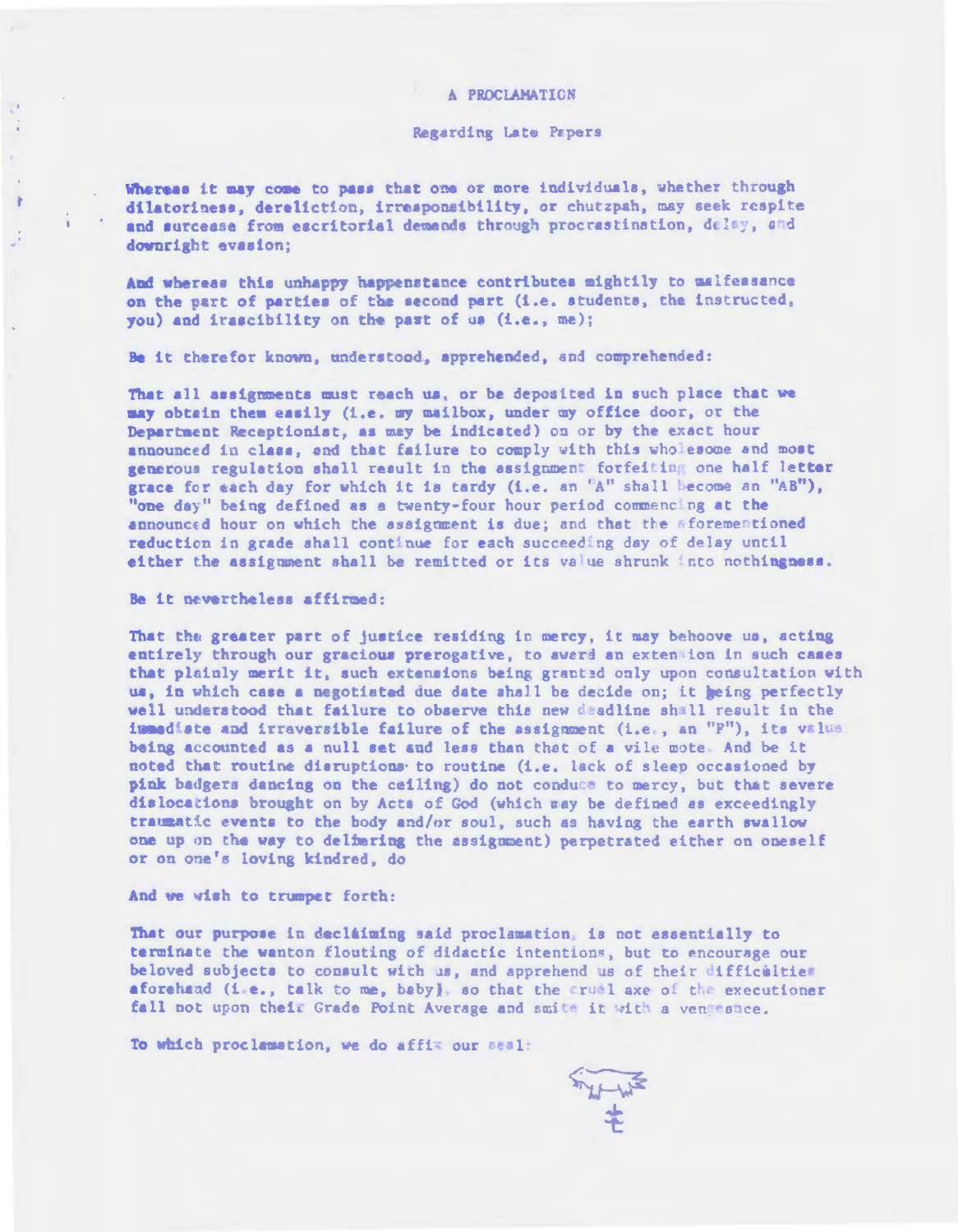# A PROCLAMATION

## Regarding Late Papers

Whereas it may come to pass that one or more individuals, whether through dilatoriness, dereliction, irresponsibility, or chutzpah, may seek respite and surcease from escritorial demands through procrastination, delay, and downright evasion;

And whereas this unhappy happenstance contributes mightily to malfeasance on the part of parties of the second part (i.e. students, the instructed, you) and irascibility on the past of us (i.e., me);

Be it therefor known, understood, apprehended, and comprehended:

That all assignments must reach us, or be deposited in such place that we may obtain them easily (i.e. my mailbox, under my office door, or the Department Receptionist, as may be indicated) on or by the exact hour announced in class, and that failure to comply with this wholesome and most generous regulation shall result in the assignment forfeiting one half letter grace for each day for which it is tardy (i.e. an "A" shall become an "AB"), "one day" being defined as a twenty-four hour period commencing at the announced hour on which the assignment is due; and that the aforementioned reduction in grade shall continue for each succeeding day of delay until either the assignment shall be remitted or its value shrunk into nothingness.

Be it nevertheless affirmed:

That the greater part of justice residing in mercy, it may behoove us, acting entirely through our gracious prerogative, to award an extension in such cases that plainly merit it, such extensions being granted only upon consultation with us, in which case a negotiated due date shall be decide on; it being perfectly well understood that failure to observe this new deadline shall result in the immediate and irreversible failure of the assignment (i.e., an "F"), its value being accounted as a null set and less than that of a vile mote. And be it noted that routine disruptions to routine (i.e. lack of sleep occasioned by pink badgers dancing on the ceiling) do not conduce to mercy, but that severe dislocations brought on by Acts of God (which may be defined as exceedingly traumatic events to the body and/or soul, such as having the earth swallow one up on the way to delivering the assignment) perpetrated either on oneself or on one's loving kindred, do

And we wish to trumpet forth:

That our purpose in declaiming said proclamation, is not essentially to terminate the wanton flouting of didactic intentions, but to encourage our beloved subjects to consult with us, and apprehend us of their difficulties aforehand (i.e., talk to me, baby), so that the cruel axe of the executioner fall not upon their Grade Point Average and smite it with a vengeance.

To which proclamation, we do affix our seal: